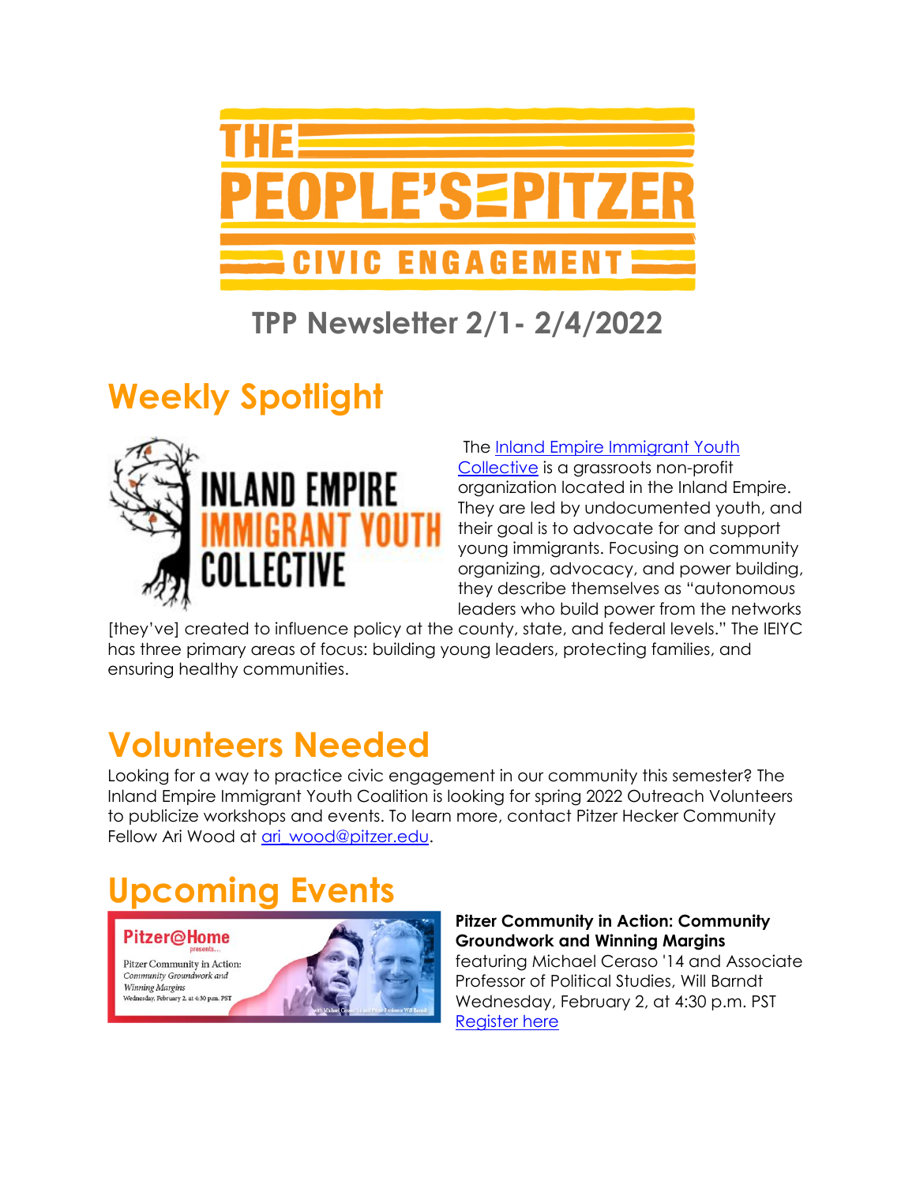# THE PEOPLE'S PITZER CIVIC ENGAGEMENT

## TPP Newsletter 2/1- 2/4/2022

# Weekly Spotlight

The Inland Empire Immigrant Youth Collective is a grassroots non-profit organization located in the Inland Empire. They are led by undocumented youth, and their goal is to advocate for and support young immigrants. Focusing on community organizing, advocacy, and power building, they describe themselves as "autonomous leaders who build power from the networks [they've] created to influence policy at the county, state, and federal levels." The IEIYC has three primary areas of focus: building young leaders, protecting families, and ensuring healthy communities.

# Volunteers Needed

Looking for a way to practice civic engagement in our community this semester? The Inland Empire Immigrant Youth Coalition is looking for spring 2022 Outreach Volunteers to publicize workshops and events. To learn more, contact Pitzer Hecker Community Fellow Ari Wood at ari_wood@pitzer.edu.

# Upcoming Events

**Pitzer Community in Action: Community Groundwork and Winning Margins**
featuring Michael Ceraso '14 and Associate Professor of Political Studies, Will Barndt
Wednesday, February 2, at 4:30 p.m. PST
Register here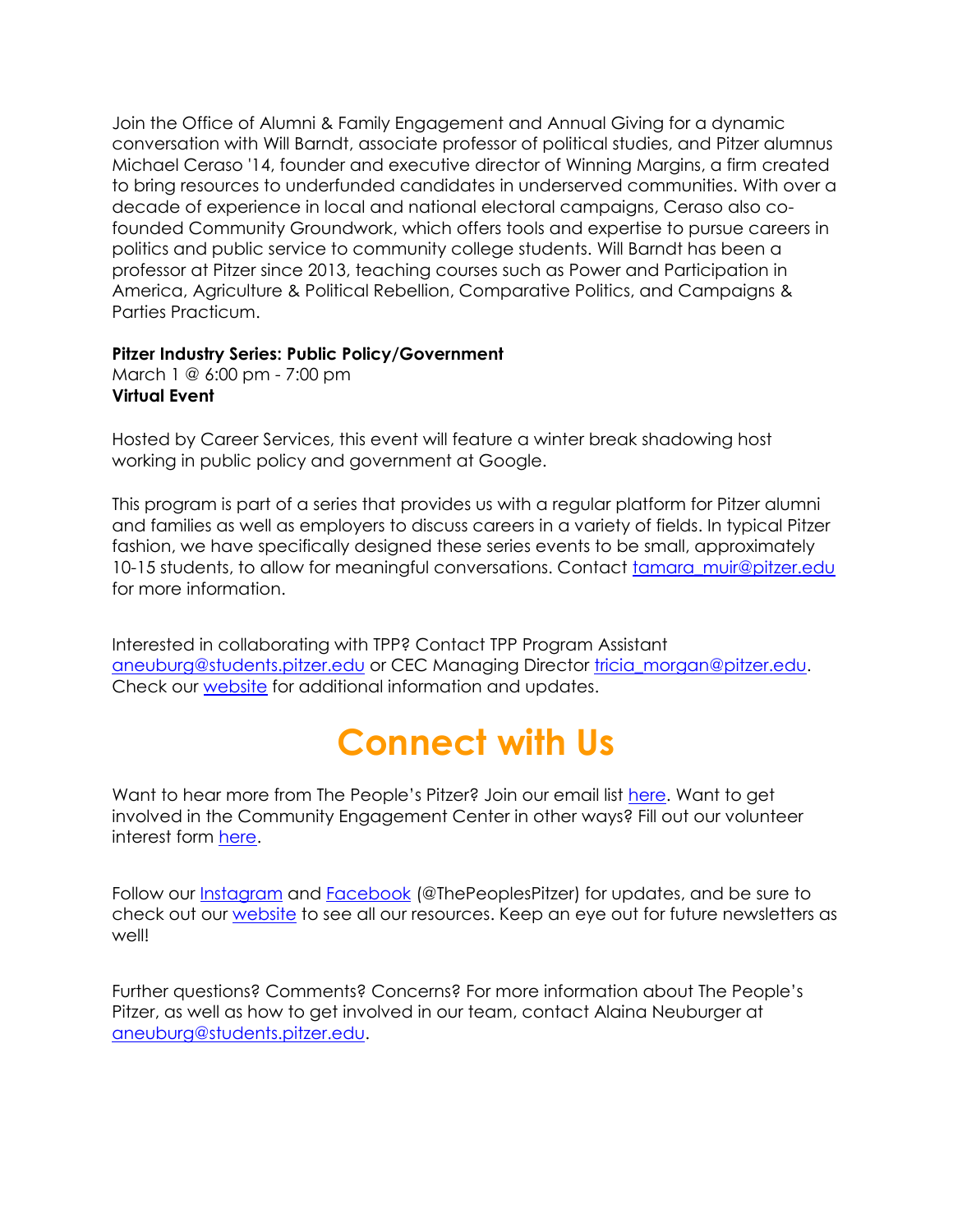Join the Office of Alumni & Family Engagement and Annual Giving for a dynamic conversation with Will Barndt, associate professor of political studies, and Pitzer alumnus Michael Ceraso '14, founder and executive director of Winning Margins, a firm created to bring resources to underfunded candidates in underserved communities. With over a decade of experience in local and national electoral campaigns, Ceraso also co-founded Community Groundwork, which offers tools and expertise to pursue careers in politics and public service to community college students. Will Barndt has been a professor at Pitzer since 2013, teaching courses such as Power and Participation in America, Agriculture & Political Rebellion, Comparative Politics, and Campaigns & Parties Practicum.

**Pitzer Industry Series: Public Policy/Government**
March 1 @ 6:00 pm - 7:00 pm
**Virtual Event**

Hosted by Career Services, this event will feature a winter break shadowing host working in public policy and government at Google.

This program is part of a series that provides us with a regular platform for Pitzer alumni and families as well as employers to discuss careers in a variety of fields. In typical Pitzer fashion, we have specifically designed these series events to be small, approximately 10-15 students, to allow for meaningful conversations. Contact tamara_muir@pitzer.edu for more information.

Interested in collaborating with TPP? Contact TPP Program Assistant aneuburg@students.pitzer.edu or CEC Managing Director tricia_morgan@pitzer.edu. Check our website for additional information and updates.

# Connect with Us

Want to hear more from The People's Pitzer? Join our email list here. Want to get involved in the Community Engagement Center in other ways? Fill out our volunteer interest form here.

Follow our Instagram and Facebook (@ThePeoplesPitzer) for updates, and be sure to check out our website to see all our resources. Keep an eye out for future newsletters as well!

Further questions? Comments? Concerns? For more information about The People's Pitzer, as well as how to get involved in our team, contact Alaina Neuburger at aneuburg@students.pitzer.edu.